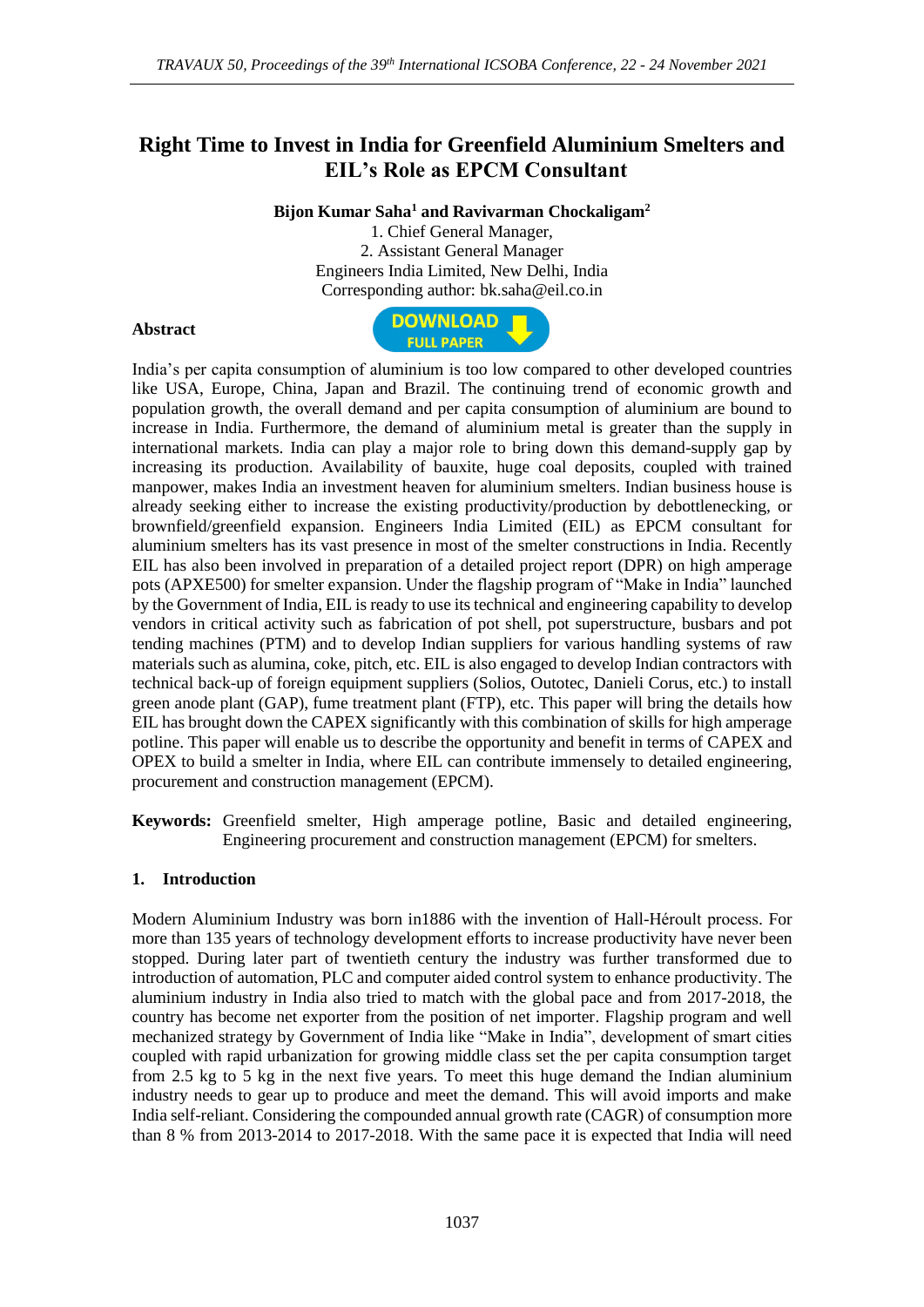# Right Time to Invest in India for Greenfield Aluminium Smelters and EIL's Role as EPCM Consultant

**Bijon Kumar Saha[1] and Ravivarman Chockaligam[2]**

1. Chief General Manager,
2. Assistant General Manager

Engineers India Limited, New Delhi, India

Corresponding author: bk.saha@eil.co.in

## Abstract

India's per capita consumption of aluminium is too low compared to other developed countries like USA, Europe, China, Japan and Brazil. The continuing trend of economic growth and population growth, the overall demand and per capita consumption of aluminium are bound to increase in India. Furthermore, the demand of aluminium metal is greater than the supply in international markets. India can play a major role to bring down this demand-supply gap by increasing its production. Availability of bauxite, huge coal deposits, coupled with trained manpower, makes India an investment heaven for aluminium smelters. Indian business house is already seeking either to increase the existing productivity/production by debottlenecking, or brownfield/greenfield expansion. Engineers India Limited (EIL) as EPCM consultant for aluminium smelters has its vast presence in most of the smelter constructions in India. Recently EIL has also been involved in preparation of a detailed project report (DPR) on high amperage pots (APXE500) for smelter expansion. Under the flagship program of "Make in India" launched by the Government of India, EIL is ready to use its technical and engineering capability to develop vendors in critical activity such as fabrication of pot shell, pot superstructure, busbars and pot tending machines (PTM) and to develop Indian suppliers for various handling systems of raw materials such as alumina, coke, pitch, etc. EIL is also engaged to develop Indian contractors with technical back-up of foreign equipment suppliers (Solios, Outotec, Danieli Corus, etc.) to install green anode plant (GAP), fume treatment plant (FTP), etc. This paper will bring the details how EIL has brought down the CAPEX significantly with this combination of skills for high amperage potline. This paper will enable us to describe the opportunity and benefit in terms of CAPEX and OPEX to build a smelter in India, where EIL can contribute immensely to detailed engineering, procurement and construction management (EPCM).

**Keywords:** Greenfield smelter, High amperage potline, Basic and detailed engineering, Engineering procurement and construction management (EPCM) for smelters.

## 1. Introduction

Modern Aluminium Industry was born in1886 with the invention of Hall-Héroult process. For more than 135 years of technology development efforts to increase productivity have never been stopped. During later part of twentieth century the industry was further transformed due to introduction of automation, PLC and computer aided control system to enhance productivity. The aluminium industry in India also tried to match with the global pace and from 2017-2018, the country has become net exporter from the position of net importer. Flagship program and well mechanized strategy by Government of India like "Make in India", development of smart cities coupled with rapid urbanization for growing middle class set the per capita consumption target from 2.5 kg to 5 kg in the next five years. To meet this huge demand the Indian aluminium industry needs to gear up to produce and meet the demand. This will avoid imports and make India self-reliant. Considering the compounded annual growth rate (CAGR) of consumption more than 8 % from 2013-2014 to 2017-2018. With the same pace it is expected that India will need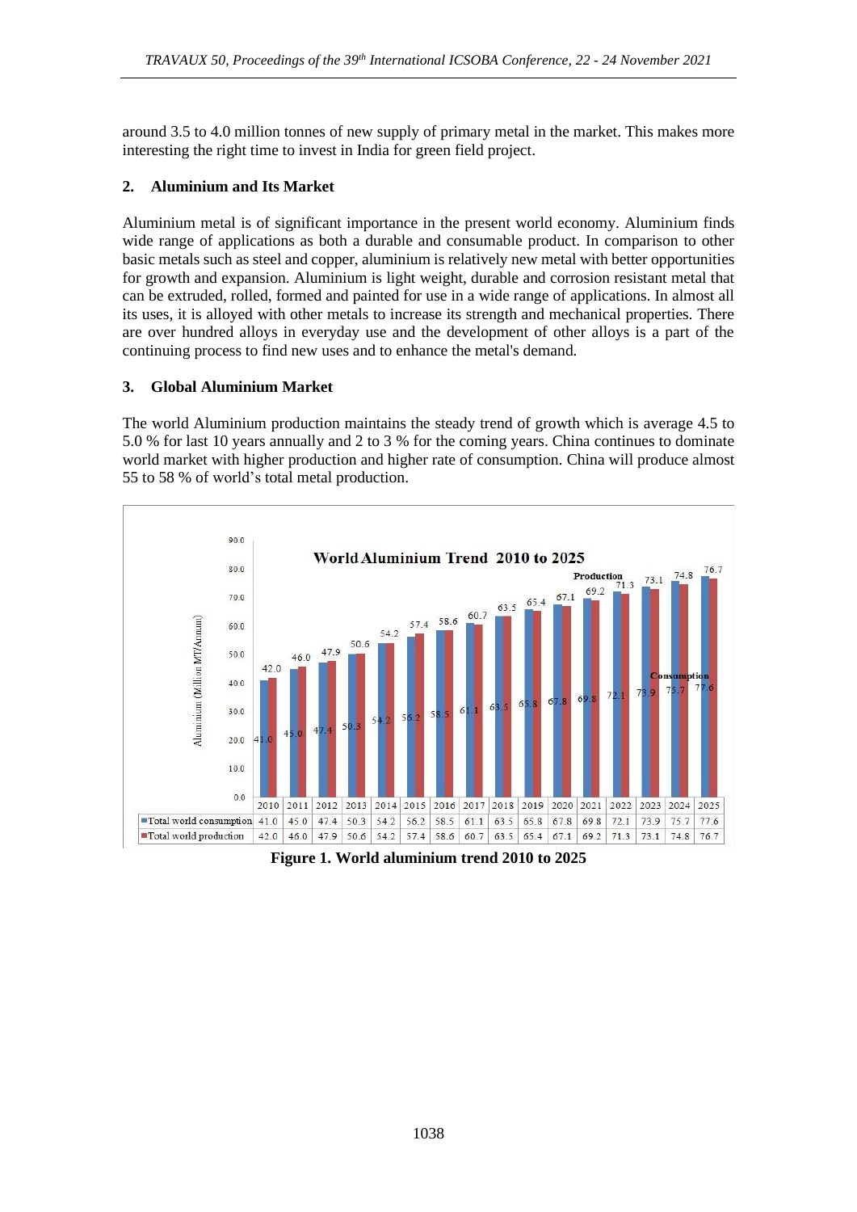around 3.5 to 4.0 million tonnes of new supply of primary metal in the market. This makes more interesting the right time to invest in India for green field project.

## 2. Aluminium and Its Market

Aluminium metal is of significant importance in the present world economy. Aluminium finds wide range of applications as both a durable and consumable product. In comparison to other basic metals such as steel and copper, aluminium is relatively new metal with better opportunities for growth and expansion. Aluminium is light weight, durable and corrosion resistant metal that can be extruded, rolled, formed and painted for use in a wide range of applications. In almost all its uses, it is alloyed with other metals to increase its strength and mechanical properties. There are over hundred alloys in everyday use and the development of other alloys is a part of the continuing process to find new uses and to enhance the metal's demand.

## 3. Global Aluminium Market

The world Aluminium production maintains the steady trend of growth which is average 4.5 to 5.0 % for last 10 years annually and 2 to 3 % for the coming years. China continues to dominate world market with higher production and higher rate of consumption. China will produce almost 55 to 58 % of world's total metal production.

**World Aluminium Trend 2010 to 2025**

Aluminium (Million MT/Annum)

| | 2010 | 2011 | 2012 | 2013 | 2014 | 2015 | 2016 | 2017 | 2018 | 2019 | 2020 | 2021 | 2022 | 2023 | 2024 | 2025 |
|---|---|---|---|---|---|---|---|---|---|---|---|---|---|---|---|---|
| Total world consumption | 41.0 | 45.0 | 47.4 | 50.3 | 54.2 | 56.2 | 58.5 | 61.1 | 63.5 | 65.8 | 67.8 | 69.8 | 72.1 | 73.9 | 75.7 | 77.6 |
| Total world production | 42.0 | 46.0 | 47.9 | 50.6 | 54.2 | 57.4 | 58.6 | 60.7 | 63.5 | 65.4 | 67.1 | 69.2 | 71.3 | 73.1 | 74.8 | 76.7 |

**Figure 1. World aluminium trend 2010 to 2025**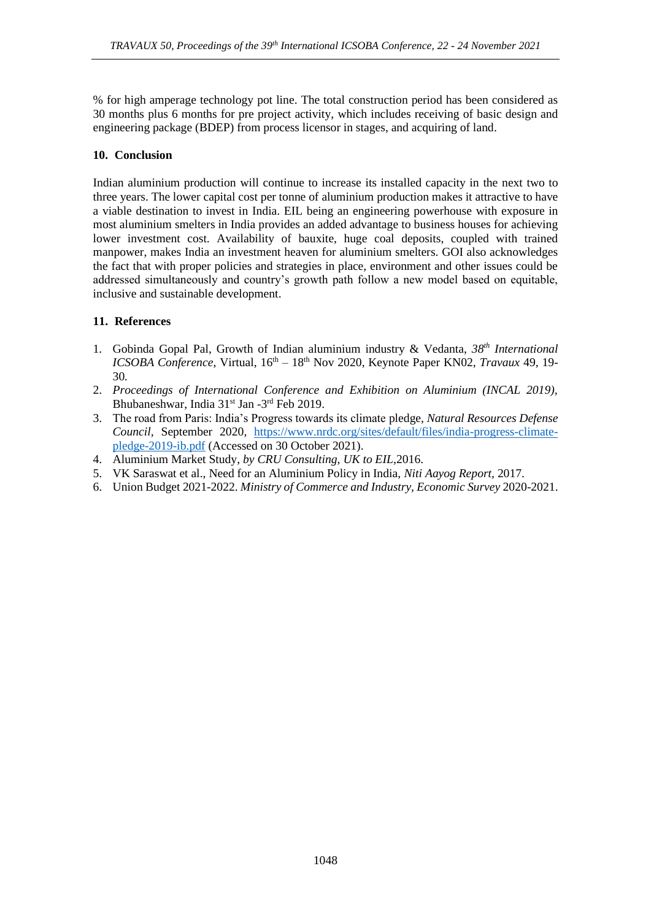% for high amperage technology pot line. The total construction period has been considered as 30 months plus 6 months for pre project activity, which includes receiving of basic design and engineering package (BDEP) from process licensor in stages, and acquiring of land.

## 10. Conclusion

Indian aluminium production will continue to increase its installed capacity in the next two to three years. The lower capital cost per tonne of aluminium production makes it attractive to have a viable destination to invest in India. EIL being an engineering powerhouse with exposure in most aluminium smelters in India provides an added advantage to business houses for achieving lower investment cost. Availability of bauxite, huge coal deposits, coupled with trained manpower, makes India an investment heaven for aluminium smelters. GOI also acknowledges the fact that with proper policies and strategies in place, environment and other issues could be addressed simultaneously and country's growth path follow a new model based on equitable, inclusive and sustainable development.

## 11. References

1. Gobinda Gopal Pal, Growth of Indian aluminium industry & Vedanta, *38th International ICSOBA Conference*, Virtual, 16th – 18th Nov 2020, Keynote Paper KN02, *Travaux* 49, 19-30.
2. *Proceedings of International Conference and Exhibition on Aluminium (INCAL 2019)*, Bhubaneshwar, India 31st Jan -3rd Feb 2019.
3. The road from Paris: India's Progress towards its climate pledge, *Natural Resources Defense Council*, September 2020, https://www.nrdc.org/sites/default/files/india-progress-climate-pledge-2019-ib.pdf (Accessed on 30 October 2021).
4. Aluminium Market Study, *by CRU Consulting, UK to EIL*,2016.
5. VK Saraswat et al., Need for an Aluminium Policy in India, *Niti Aayog Report*, 2017.
6. Union Budget 2021-2022. *Ministry of Commerce and Industry, Economic Survey* 2020-2021.